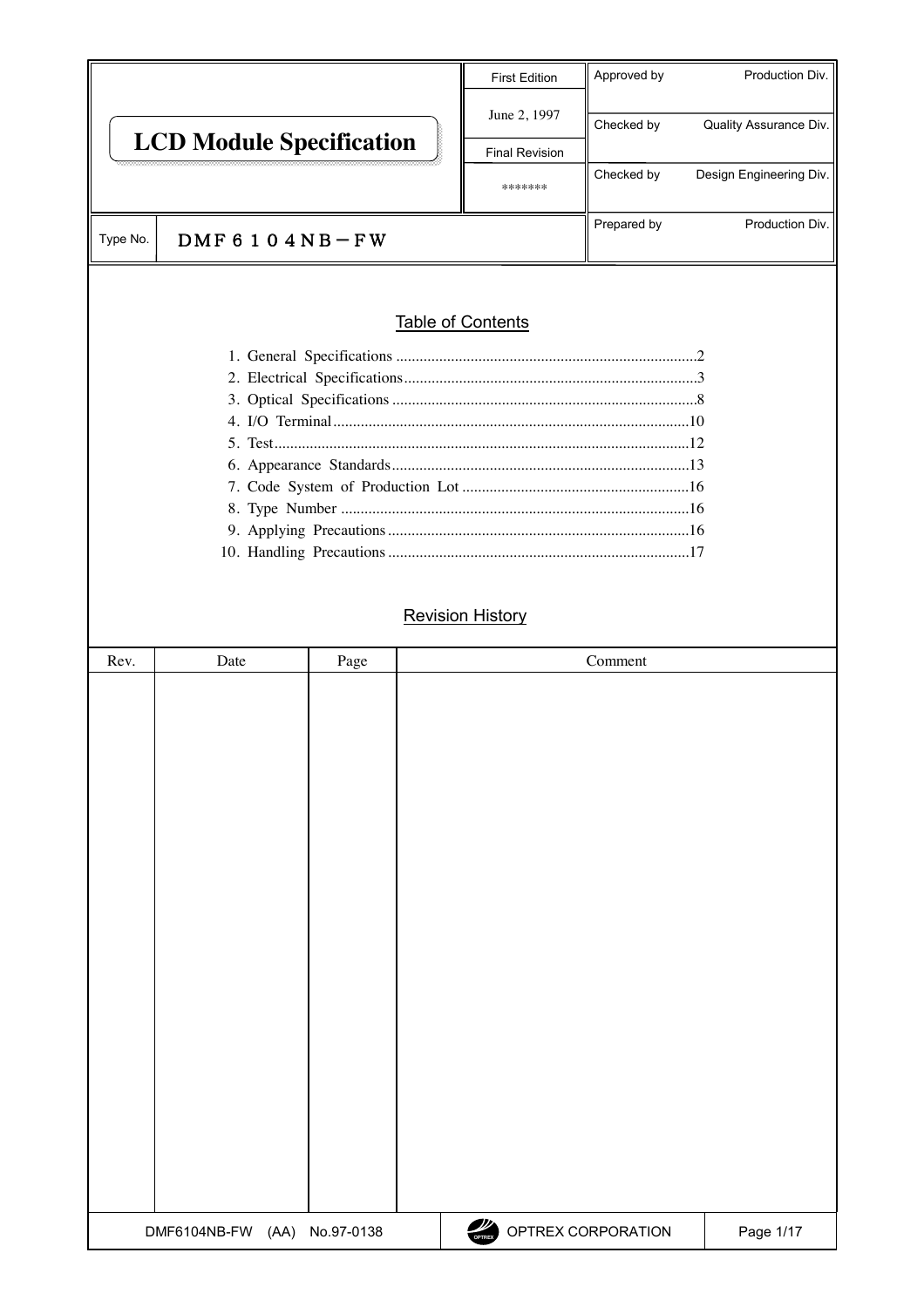# LCD Module Specification

| First Edition | Approved by | Production Div. |
|---|---|---|
| June 2, 1997 | Checked by | Quality Assurance Div. |
| Final Revision | Checked by | Design Engineering Div. |
| ******* | Prepared by | Production Div. |

Type No. DMF６１０４NB－FW

## Table of Contents

1. General Specifications ............ 2
2. Electrical Specifications ............ 3
3. Optical Specifications ............ 8
4. I/O Terminal ............ 10
5. Test ............ 12
6. Appearance Standards ............ 13
7. Code System of Production Lot ............ 16
8. Type Number ............ 16
9. Applying Precautions ............ 16
10. Handling Precautions ............ 17

## Revision History

| Rev. | Date | Page | Comment |
|---|---|---|---|
| | | | |

DMF6104NB-FW (AA) No.97-0138 OPTREX CORPORATION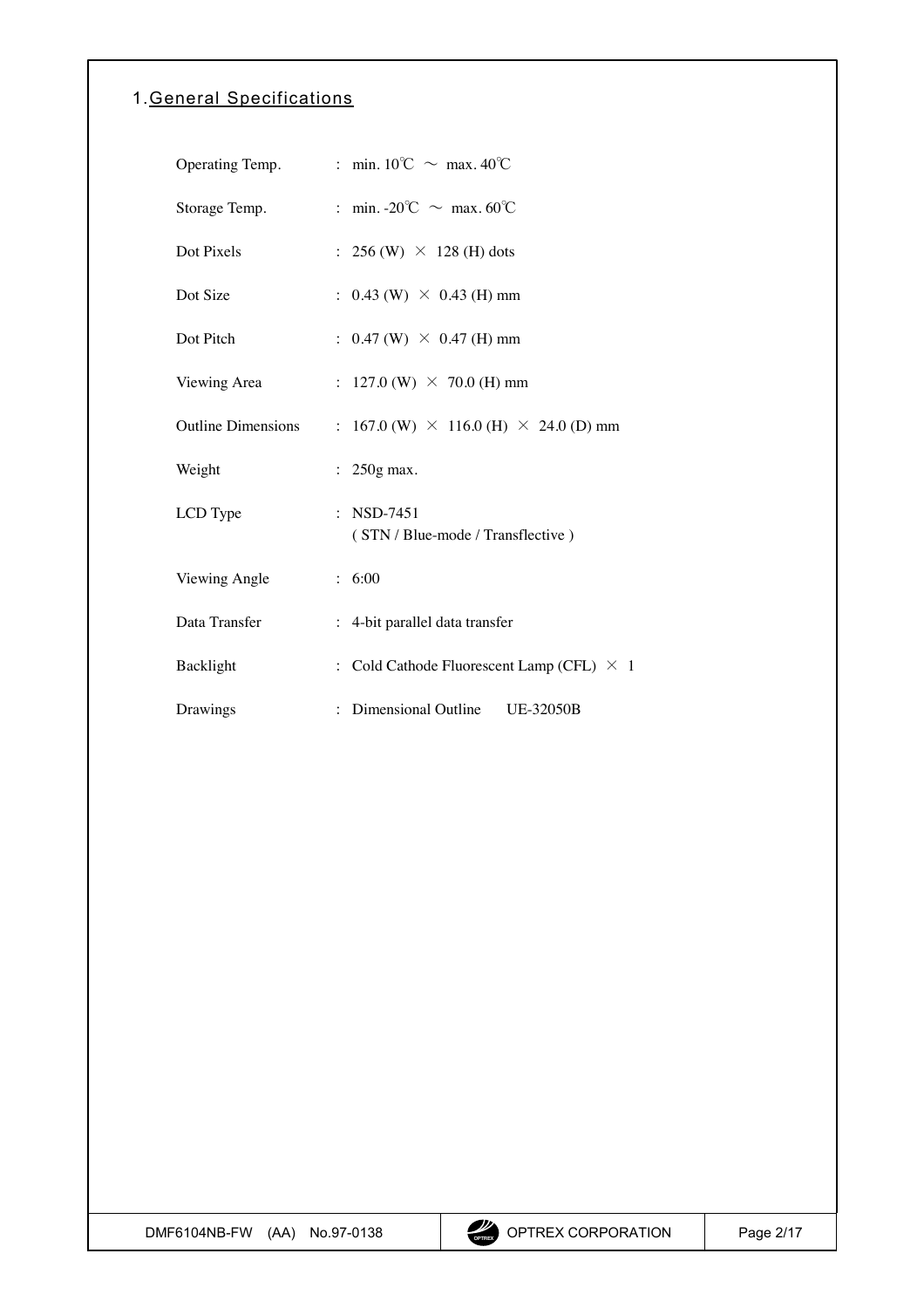# 1. General Specifications

| | |
|---|---|
| Operating Temp. | : min. 10℃ ～ max. 40℃ |
| Storage Temp. | : min. -20℃ ～ max. 60℃ |
| Dot Pixels | : 256 (W) × 128 (H) dots |
| Dot Size | : 0.43 (W) × 0.43 (H) mm |
| Dot Pitch | : 0.47 (W) × 0.47 (H) mm |
| Viewing Area | : 127.0 (W) × 70.0 (H) mm |
| Outline Dimensions | : 167.0 (W) × 116.0 (H) × 24.0 (D) mm |
| Weight | : 250g max. |
| LCD Type | : NSD-7451 ( STN / Blue-mode / Transflective ) |
| Viewing Angle | : 6:00 |
| Data Transfer | : 4-bit parallel data transfer |
| Backlight | : Cold Cathode Fluorescent Lamp (CFL) × 1 |
| Drawings | : Dimensional Outline UE-32050B |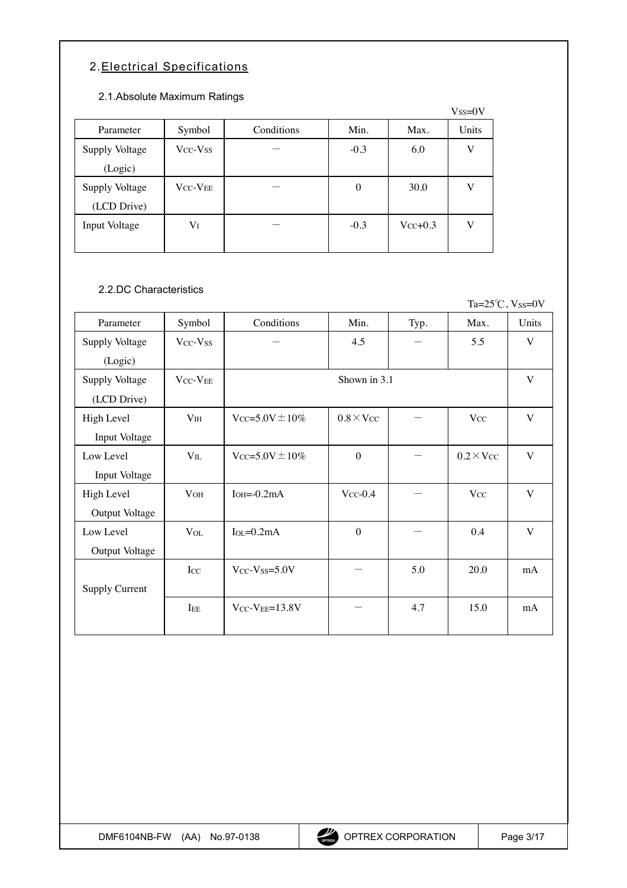## 2. Electrical Specifications

### 2.1. Absolute Maximum Ratings

$V_{SS}=0V$

| Parameter | Symbol | Conditions | Min. | Max. | Units |
|---|---|---|---|---|---|
| Supply Voltage (Logic) | $V_{CC}$-$V_{SS}$ | — | -0.3 | 6.0 | V |
| Supply Voltage (LCD Drive) | $V_{CC}$-$V_{EE}$ | — | 0 | 30.0 | V |
| Input Voltage | $V_I$ | — | -0.3 | $V_{CC}$+0.3 | V |

### 2.2. DC Characteristics

Ta=25℃, $V_{SS}=0V$

| Parameter | Symbol | Conditions | Min. | Typ. | Max. | Units |
|---|---|---|---|---|---|---|
| Supply Voltage (Logic) | $V_{CC}$-$V_{SS}$ | — | 4.5 | — | 5.5 | V |
| Supply Voltage (LCD Drive) | $V_{CC}$-$V_{EE}$ | Shown in 3.1 | | | | V |
| High Level Input Voltage | $V_{IH}$ | $V_{CC}$=5.0V±10% | 0.8×$V_{CC}$ | — | $V_{CC}$ | V |
| Low Level Input Voltage | $V_{IL}$ | $V_{CC}$=5.0V±10% | 0 | — | 0.2×$V_{CC}$ | V |
| High Level Output Voltage | $V_{OH}$ | $I_{OH}$=-0.2mA | $V_{CC}$-0.4 | — | $V_{CC}$ | V |
| Low Level Output Voltage | $V_{OL}$ | $I_{OL}$=0.2mA | 0 | — | 0.4 | V |
| Supply Current | $I_{CC}$ | $V_{CC}$-$V_{SS}$=5.0V | — | 5.0 | 20.0 | mA |
| | $I_{EE}$ | $V_{CC}$-$V_{EE}$=13.8V | — | 4.7 | 15.0 | mA |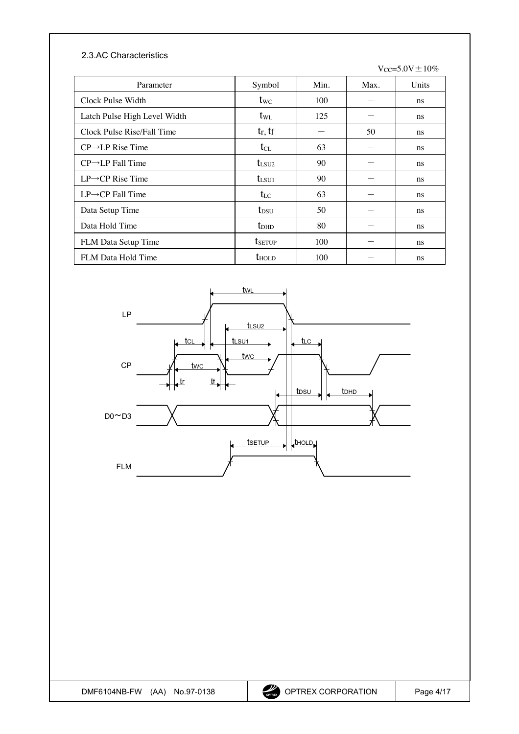### 2.3.AC Characteristics

$V_{CC}$=5.0V ± 10%

| Parameter | Symbol | Min. | Max. | Units |
|---|---|---|---|---|
| Clock Pulse Width | $t_{WC}$ | 100 | — | ns |
| Latch Pulse High Level Width | $t_{WL}$ | 125 | — | ns |
| Clock Pulse Rise/Fall Time | $t_r$, $t_f$ | — | 50 | ns |
| CP→LP Rise Time | $t_{CL}$ | 63 | — | ns |
| CP→LP Fall Time | $t_{LSU2}$ | 90 | — | ns |
| LP→CP Rise Time | $t_{LSU1}$ | 90 | — | ns |
| LP→CP Fall Time | $t_{LC}$ | 63 | — | ns |
| Data Setup Time | $t_{DSU}$ | 50 | — | ns |
| Data Hold Time | $t_{DHD}$ | 80 | — | ns |
| FLM Data Setup Time | $t_{SETUP}$ | 100 | — | ns |
| FLM Data Hold Time | $t_{HOLD}$ | 100 | — | ns |

LP, CP, D0～D3, FLM

$t_{WL}$, $t_{LSU2}$, $t_{CL}$, $t_{LSU1}$, $t_{LC}$, $t_{WC}$, $t_r$, $t_f$, $t_{DSU}$, $t_{DHD}$, $t_{SETUP}$, $t_{HOLD}$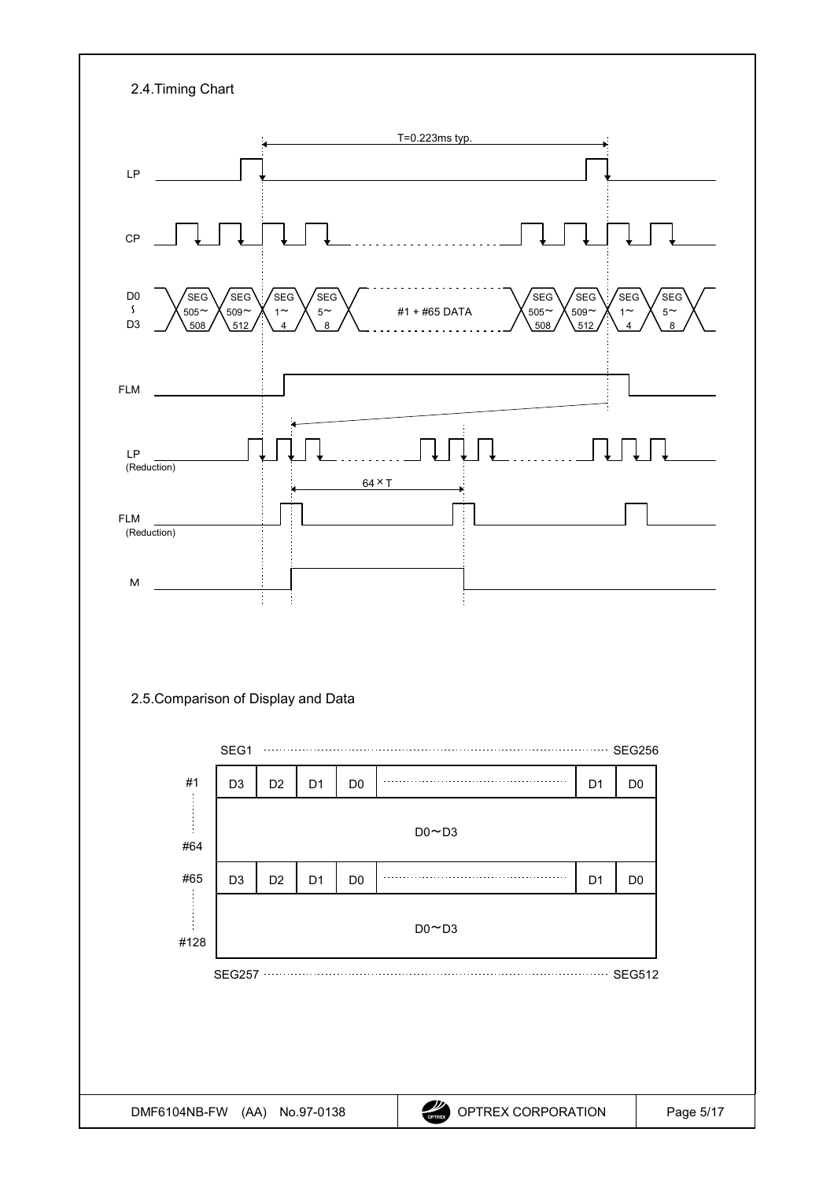## 2.4.Timing Chart

T=0.223ms typ.

LP

CP

D0 ∫ D3: SEG 505~508 | SEG 509~512 | SEG 1~4 | SEG 5~8 | #1 + #65 DATA | SEG 505~508 | SEG 509~512 | SEG 1~4 | SEG 5~8

FLM

LP (Reduction)

64×T

FLM (Reduction)

M

## 2.5.Comparison of Display and Data

SEG1 ·································· SEG256

| | | | | | | | |
|---|---|---|---|---|---|---|---|
| #1 | D3 | D2 | D1 | D0 | ··········· | D1 | D0 |
| ⋮ #64 | D0~D3 | | | | | | |
| #65 | D3 | D2 | D1 | D0 | ··········· | D1 | D0 |
| ⋮ #128 | D0~D3 | | | | | | |

SEG257 ·································· SEG512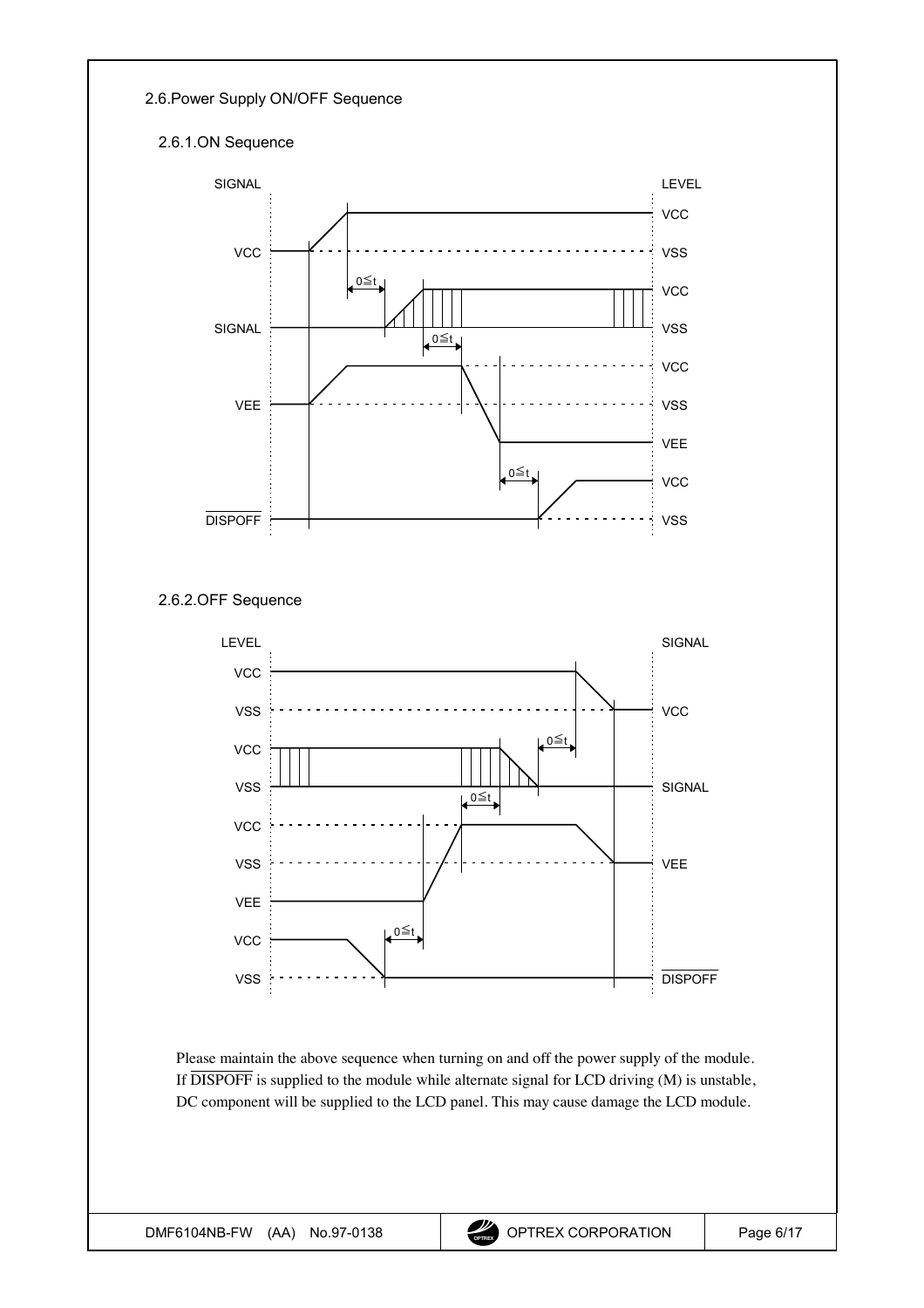## 2.6.Power Supply ON/OFF Sequence

### 2.6.1.ON Sequence

SIGNAL | LEVEL

VCC — VCC / VSS

$0 \leqq t$

SIGNAL — VCC / VSS

$0 \leqq t$

VEE — VCC / VSS / VEE

$0 \leqq t$

$\overline{\text{DISPOFF}}$ — VCC / VSS

### 2.6.2.OFF Sequence

LEVEL | SIGNAL

VCC / VSS — VCC

$0 \leqq t$

VCC / VSS — SIGNAL

$0 \leqq t$

VCC / VSS / VEE — VEE

$0 \leqq t$

VCC / VSS — $\overline{\text{DISPOFF}}$

Please maintain the above sequence when turning on and off the power supply of the module. If $\overline{\text{DISPOFF}}$ is supplied to the module while alternate signal for LCD driving (M) is unstable, DC component will be supplied to the LCD panel. This may cause damage the LCD module.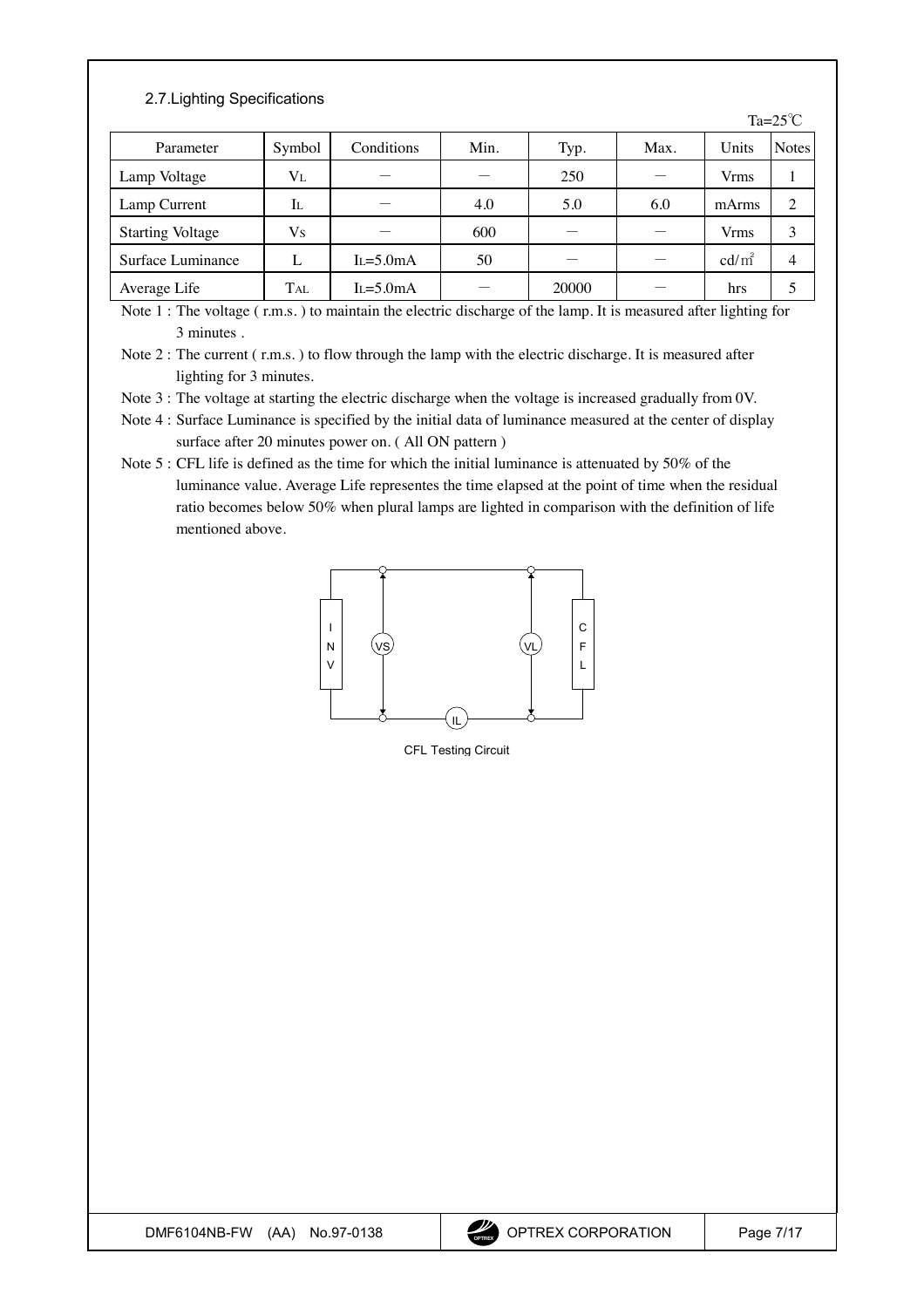## 2.7.Lighting Specifications

Ta=25℃

| Parameter | Symbol | Conditions | Min. | Typ. | Max. | Units | Notes |
|---|---|---|---|---|---|---|---|
| Lamp Voltage | $V_L$ | — | — | 250 | — | Vrms | 1 |
| Lamp Current | $I_L$ | — | 4.0 | 5.0 | 6.0 | mArms | 2 |
| Starting Voltage | $V_S$ | — | 600 | — | — | Vrms | 3 |
| Surface Luminance | L | $I_L$=5.0mA | 50 | — | — | cd/m² | 4 |
| Average Life | $T_{AL}$ | $I_L$=5.0mA | — | 20000 | — | hrs | 5 |

Note 1 : The voltage ( r.m.s. ) to maintain the electric discharge of the lamp. It is measured after lighting for 3 minutes .

Note 2 : The current ( r.m.s. ) to flow through the lamp with the electric discharge. It is measured after lighting for 3 minutes.

Note 3 : The voltage at starting the electric discharge when the voltage is increased gradually from 0V.

Note 4 : Surface Luminance is specified by the initial data of luminance measured at the center of display surface after 20 minutes power on. ( All ON pattern )

Note 5 : CFL life is defined as the time for which the initial luminance is attenuated by 50% of the luminance value. Average Life representes the time elapsed at the point of time when the residual ratio becomes below 50% when plural lamps are lighted in comparison with the definition of life mentioned above.

CFL Testing Circuit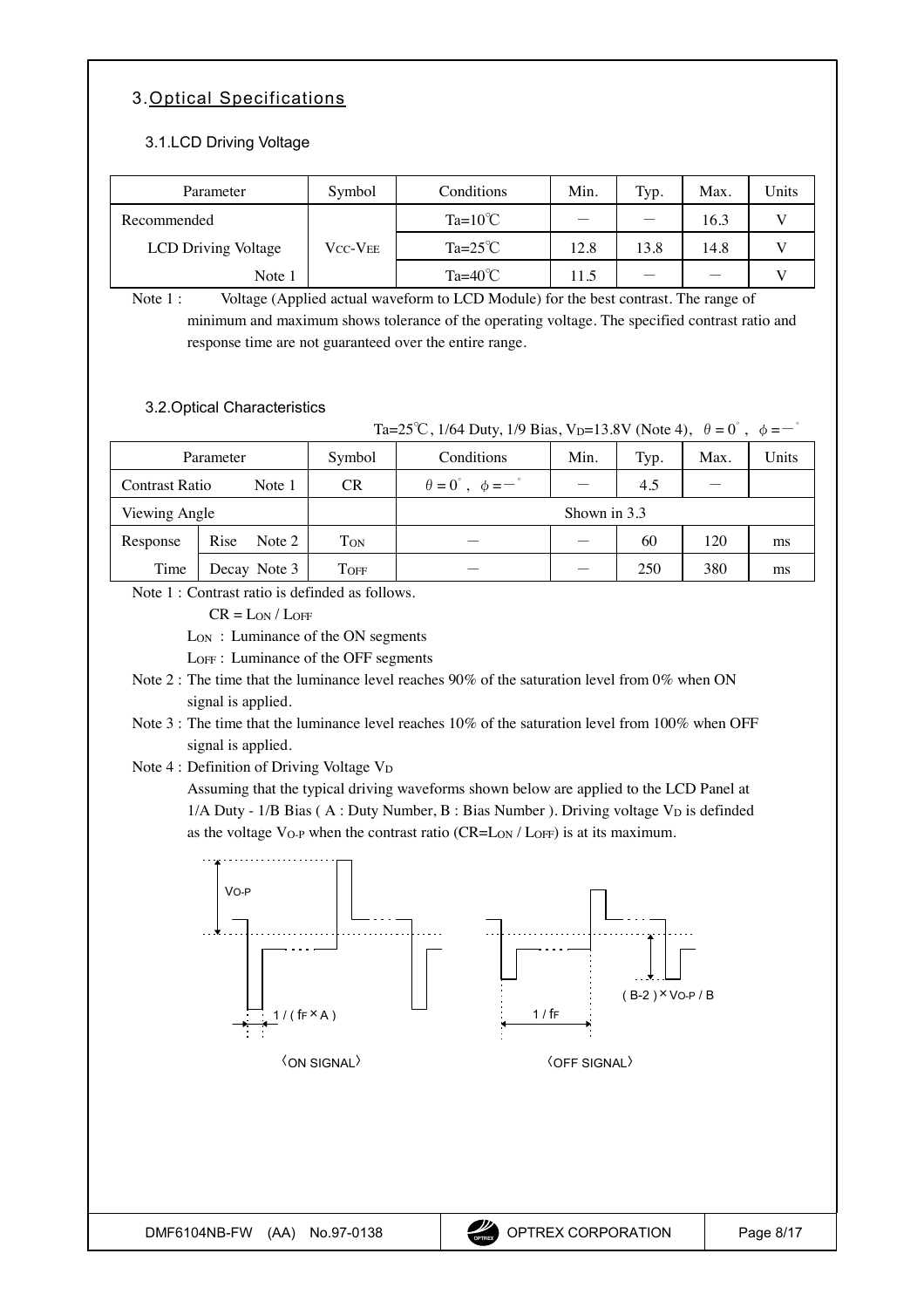## 3. Optical Specifications

### 3.1. LCD Driving Voltage

| Parameter | Symbol | Conditions | Min. | Typ. | Max. | Units |
|---|---|---|---|---|---|---|
| Recommended LCD Driving Voltage Note 1 | $V_{CC}$-$V_{EE}$ | Ta=10℃ | － | － | 16.3 | V |
| | | Ta=25℃ | 12.8 | 13.8 | 14.8 | V |
| | | Ta=40℃ | 11.5 | － | － | V |

Note 1 : Voltage (Applied actual waveform to LCD Module) for the best contrast. The range of minimum and maximum shows tolerance of the operating voltage. The specified contrast ratio and response time are not guaranteed over the entire range.

### 3.2. Optical Characteristics

Ta=25℃, 1/64 Duty, 1/9 Bias, $V_D$=13.8V (Note 4), $\theta = 0^\circ$, $\phi = -^\circ$

| Parameter | | Symbol | Conditions | Min. | Typ. | Max. | Units |
|---|---|---|---|---|---|---|---|
| Contrast Ratio Note 1 | | CR | $\theta = 0^\circ$, $\phi = -^\circ$ | － | 4.5 | － | |
| Viewing Angle | | | Shown in 3.3 | | | | |
| Response Time | Rise Note 2 | $T_{ON}$ | － | － | 60 | 120 | ms |
| | Decay Note 3 | $T_{OFF}$ | － | － | 250 | 380 | ms |

Note 1 : Contrast ratio is definded as follows.

$CR = L_{ON} / L_{OFF}$

$L_{ON}$ : Luminance of the ON segments

$L_{OFF}$ : Luminance of the OFF segments

Note 2 : The time that the luminance level reaches 90% of the saturation level from 0% when ON signal is applied.

Note 3 : The time that the luminance level reaches 10% of the saturation level from 100% when OFF signal is applied.

Note 4 : Definition of Driving Voltage $V_D$

Assuming that the typical driving waveforms shown below are applied to the LCD Panel at 1/A Duty - 1/B Bias ( A : Duty Number, B : Bias Number ). Driving voltage $V_D$ is definded as the voltage $V_{O-P}$ when the contrast ratio ($CR=L_{ON} / L_{OFF}$) is at its maximum.

$V_{O-P}$ $1 / (f_F \times A)$ 〈ON SIGNAL〉

$(B-2) \times V_{O-P} / B$ $1 / f_F$ 〈OFF SIGNAL〉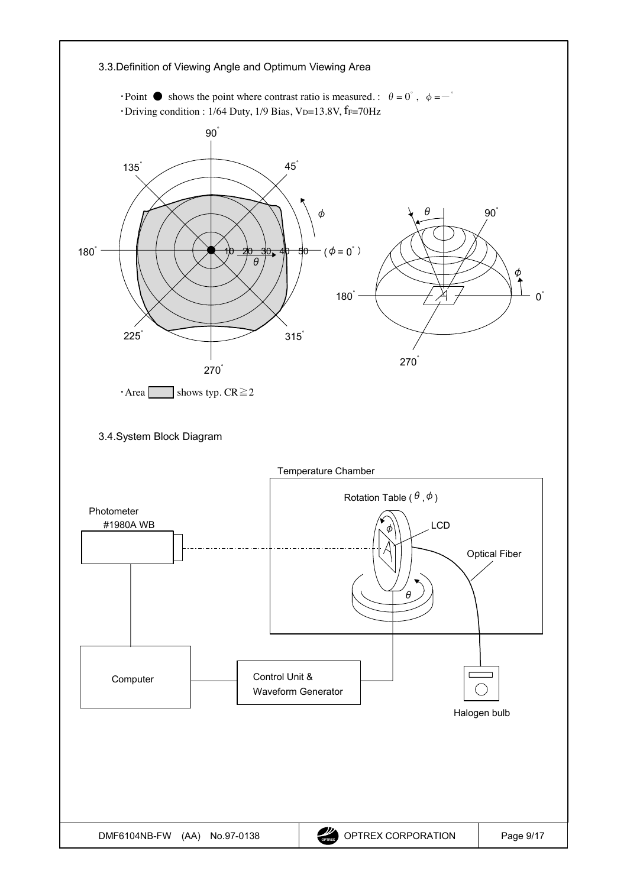### 3.3.Definition of Viewing Angle and Optimum Viewing Area

- Point ● shows the point where contrast ratio is measured. : $\theta = 0^{\circ}$ , $\phi = -^{\circ}$
- Driving condition : 1/64 Duty, 1/9 Bias, $V_D$=13.8V, $f_F$=70Hz

- Area ▭ shows typ. CR≧2

### 3.4.System Block Diagram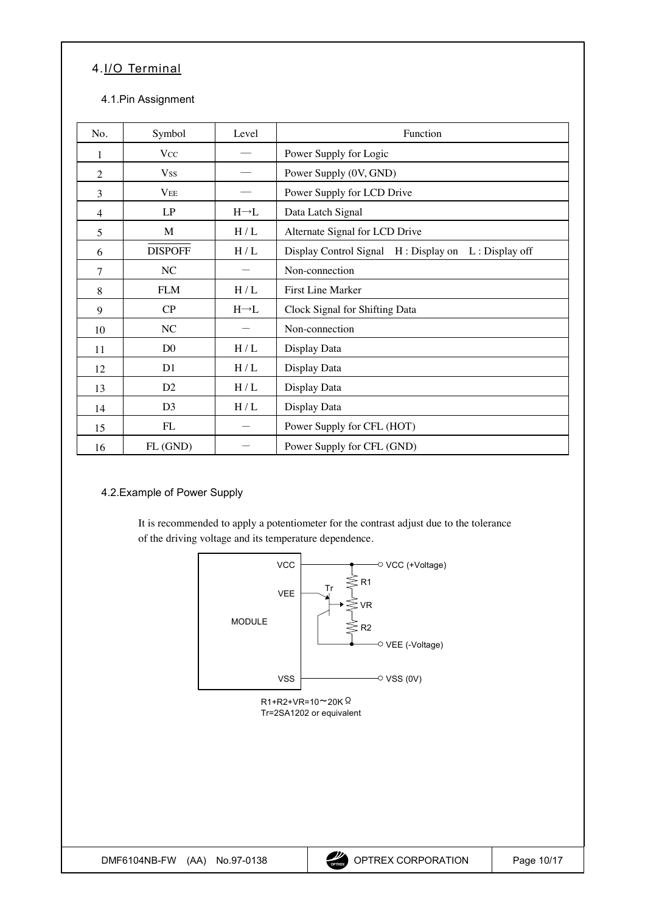## 4. I/O Terminal

### 4.1. Pin Assignment

| No. | Symbol | Level | Function |
|---|---|---|---|
| 1 | $V_{CC}$ | — | Power Supply for Logic |
| 2 | $V_{SS}$ | — | Power Supply (0V, GND) |
| 3 | $V_{EE}$ | — | Power Supply for LCD Drive |
| 4 | LP | H→L | Data Latch Signal |
| 5 | M | H / L | Alternate Signal for LCD Drive |
| 6 | $\overline{\text{DISPOFF}}$ | H / L | Display Control Signal H : Display on L : Display off |
| 7 | NC | — | Non-connection |
| 8 | FLM | H / L | First Line Marker |
| 9 | CP | H→L | Clock Signal for Shifting Data |
| 10 | NC | — | Non-connection |
| 11 | D0 | H / L | Display Data |
| 12 | D1 | H / L | Display Data |
| 13 | D2 | H / L | Display Data |
| 14 | D3 | H / L | Display Data |
| 15 | FL | — | Power Supply for CFL (HOT) |
| 16 | FL (GND) | — | Power Supply for CFL (GND) |

### 4.2. Example of Power Supply

It is recommended to apply a potentiometer for the contrast adjust due to the tolerance of the driving voltage and its temperature dependence.

MODULE: VCC — VCC (+Voltage); VEE — Tr; VSS — VSS (0V); R1, VR, R2 — VEE (-Voltage)

R1+R2+VR=10～20KΩ
Tr=2SA1202 or equivalent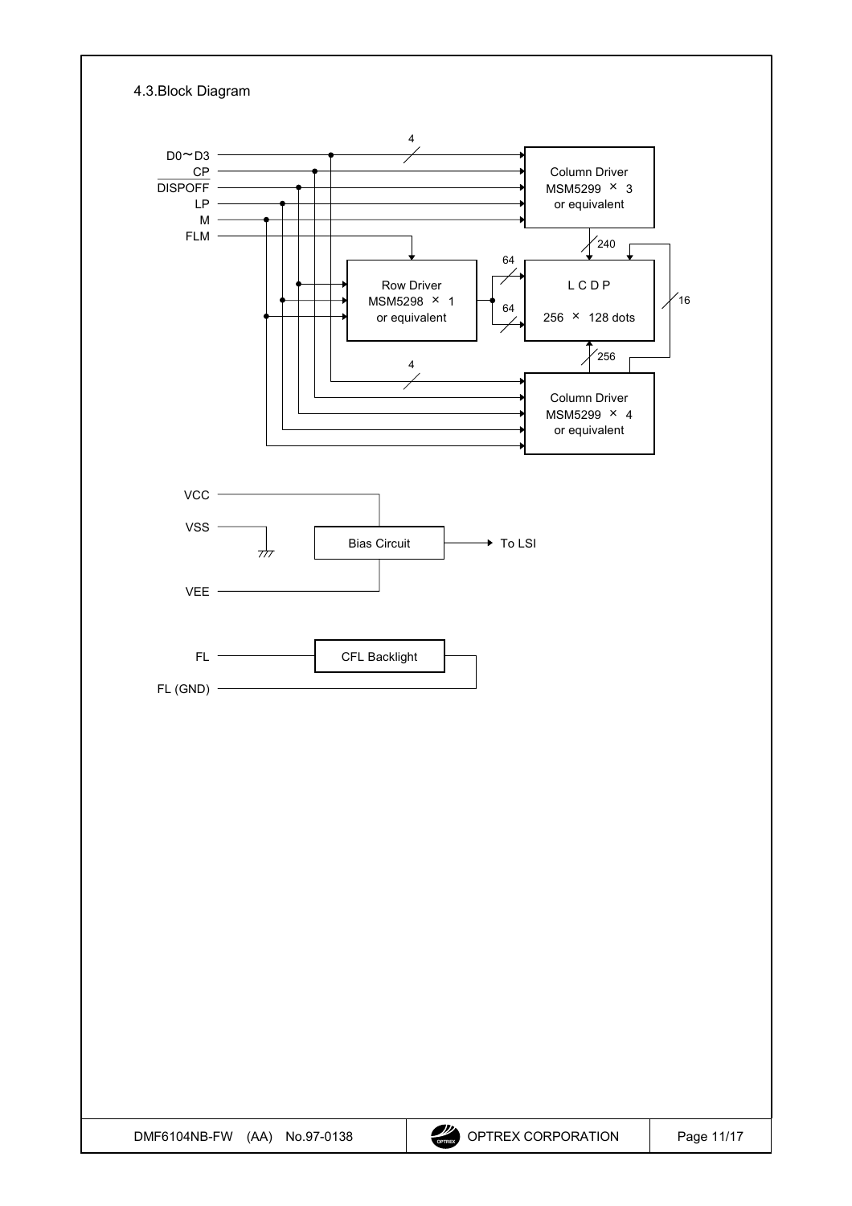## 4.3.Block Diagram

D0～D3
CP
DISPOFF
LP
M
FLM

4

Column Driver
MSM5299 × 3
or equivalent

240

Row Driver
MSM5298 × 1
or equivalent

64

64

L C D P

256 × 128 dots

16

256

4

Column Driver
MSM5299 × 4
or equivalent

VCC
VSS
VEE

Bias Circuit

To LSI

FL
FL (GND)

CFL Backlight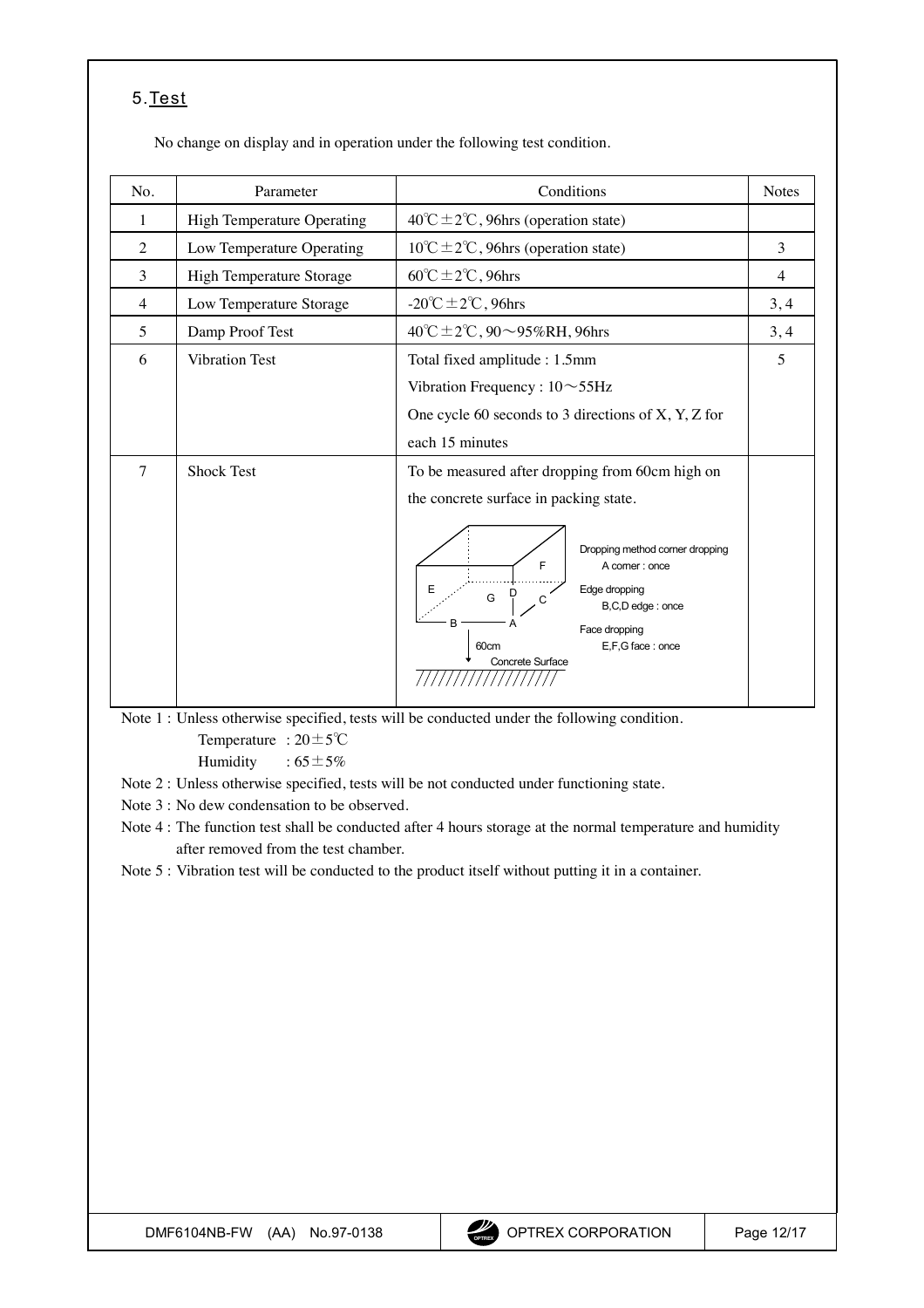## 5. Test

No change on display and in operation under the following test condition.

| No. | Parameter | Conditions | Notes |
|---|---|---|---|
| 1 | High Temperature Operating | 40℃±2℃, 96hrs (operation state) | |
| 2 | Low Temperature Operating | 10℃±2℃, 96hrs (operation state) | 3 |
| 3 | High Temperature Storage | 60℃±2℃, 96hrs | 4 |
| 4 | Low Temperature Storage | -20℃±2℃, 96hrs | 3, 4 |
| 5 | Damp Proof Test | 40℃±2℃, 90～95%RH, 96hrs | 3, 4 |
| 6 | Vibration Test | Total fixed amplitude : 1.5mm<br>Vibration Frequency : 10～55Hz<br>One cycle 60 seconds to 3 directions of X, Y, Z for each 15 minutes | 5 |
| 7 | Shock Test | To be measured after dropping from 60cm high on the concrete surface in packing state.<br>Dropping method corner dropping<br>A corner : once<br>Edge dropping<br>B,C,D edge : once<br>Face dropping<br>E,F,G face : once<br>60cm<br>Concrete Surface | |

Note 1 : Unless otherwise specified, tests will be conducted under the following condition.
Temperature : 20±5℃
Humidity : 65±5%

Note 2 : Unless otherwise specified, tests will be not conducted under functioning state.

Note 3 : No dew condensation to be observed.

Note 4 : The function test shall be conducted after 4 hours storage at the normal temperature and humidity after removed from the test chamber.

Note 5 : Vibration test will be conducted to the product itself without putting it in a container.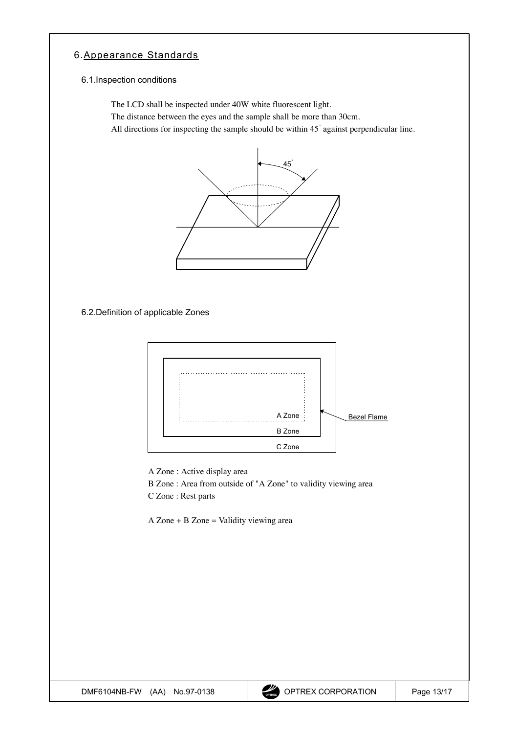# 6. Appearance Standards

## 6.1. Inspection conditions

The LCD shall be inspected under 40W white fluorescent light.
The distance between the eyes and the sample shall be more than 30cm.
All directions for inspecting the sample should be within 45° against perpendicular line.

## 6.2. Definition of applicable Zones

A Zone : Active display area
B Zone : Area from outside of "A Zone" to validity viewing area
C Zone : Rest parts

A Zone + B Zone = Validity viewing area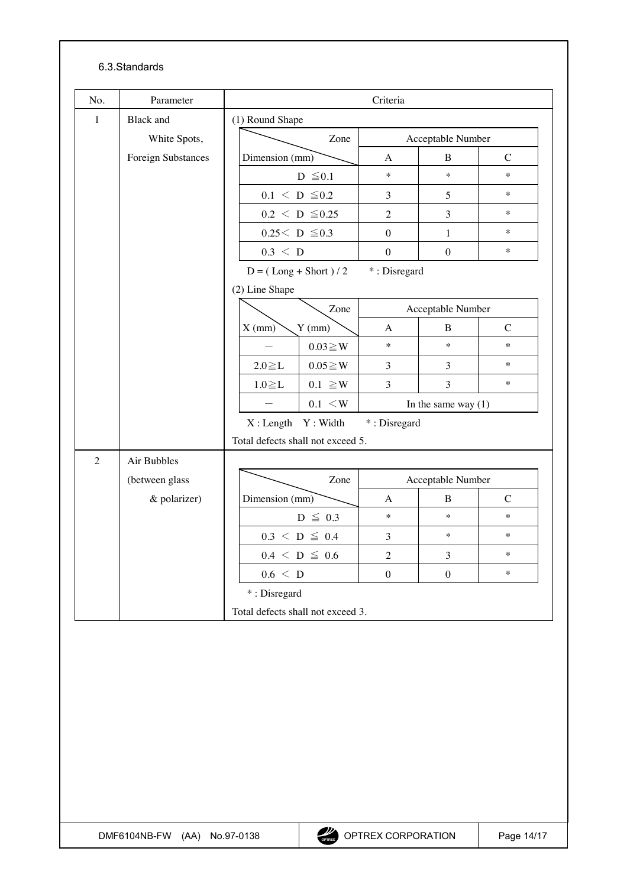### 6.3.Standards

| No. | Parameter | Criteria |
|---|---|---|
| 1 | Black and White Spots, Foreign Substances | (1) Round Shape |

| Dimension (mm) \ Zone | A | B | C |
|---|---|---|---|
| | Acceptable Number | | |
| D ≦0.1 | * | * | * |
| 0.1 < D ≦0.2 | 3 | 5 | * |
| 0.2 < D ≦0.25 | 2 | 3 | * |
| 0.25< D ≦0.3 | 0 | 1 | * |
| 0.3 < D | 0 | 0 | * |

D = ( Long + Short ) / 2 　 * : Disregard

(2) Line Shape

| X (mm) | Y (mm) \ Zone | A | B | C |
|---|---|---|---|---|
| | | Acceptable Number | | |
| — | 0.03≧W | * | * | * |
| 2.0≧L | 0.05≧W | 3 | 3 | * |
| 1.0≧L | 0.1 ≧W | 3 | 3 | * |
| — | 0.1 <W | In the same way (1) | | |

X : Length　Y : Width 　 * : Disregard

Total defects shall not exceed 5.

| No. | Parameter |
|---|---|
| 2 | Air Bubbles (between glass & polarizer) |

| Dimension (mm) \ Zone | A | B | C |
|---|---|---|---|
| | Acceptable Number | | |
| D ≦ 0.3 | * | * | * |
| 0.3 < D ≦ 0.4 | 3 | * | * |
| 0.4 < D ≦ 0.6 | 2 | 3 | * |
| 0.6 < D | 0 | 0 | * |

* : Disregard

Total defects shall not exceed 3.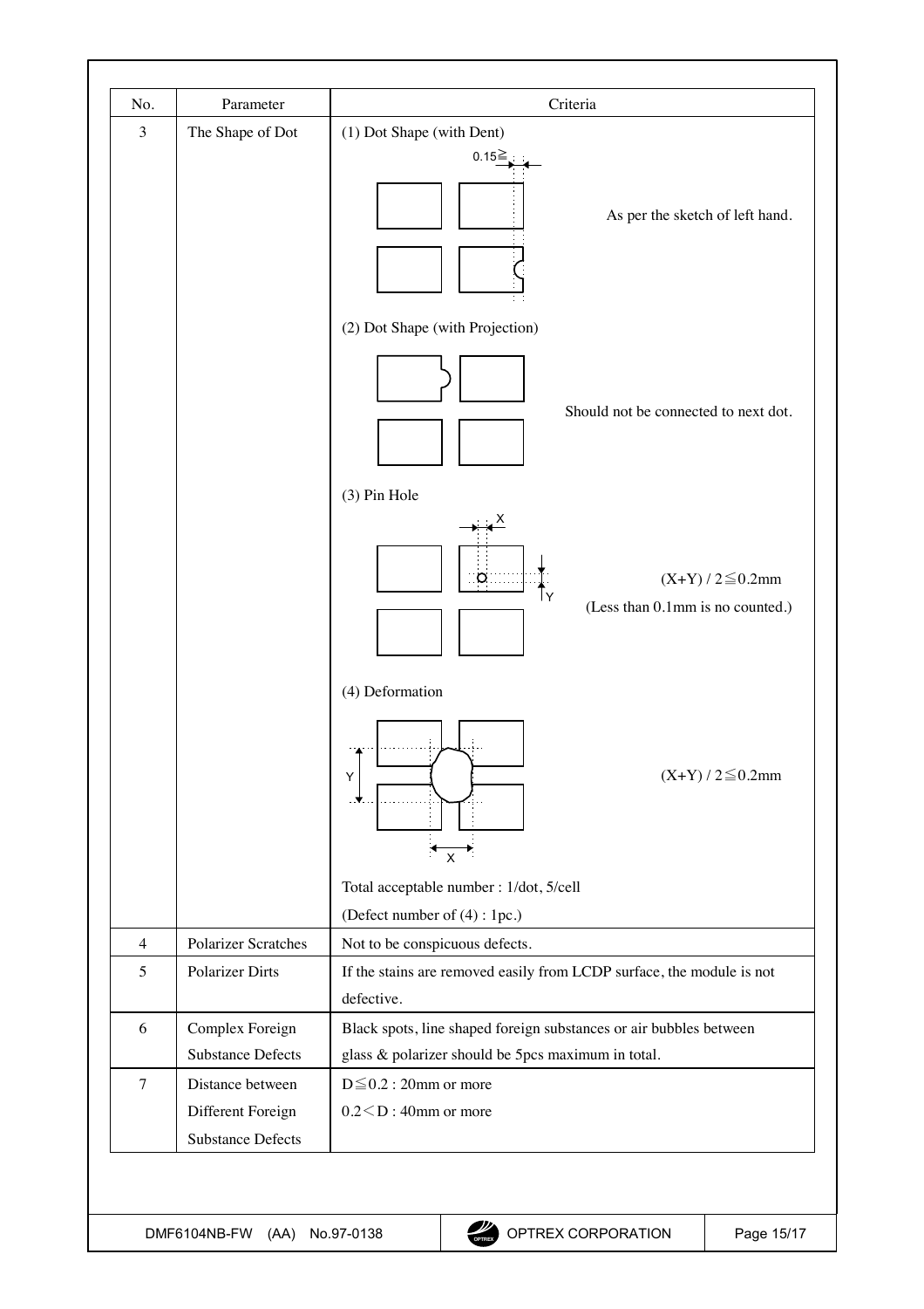| No. | Parameter | Criteria |
|---|---|---|
| 3 | The Shape of Dot | (1) Dot Shape (with Dent)<br>0.15≧<br>As per the sketch of left hand.<br><br>(2) Dot Shape (with Projection)<br>Should not be connected to next dot.<br><br>(3) Pin Hole<br>X Y<br>$(X+Y) / 2 \leqq 0.2$mm<br>(Less than 0.1mm is no counted.)<br><br>(4) Deformation<br>Y X<br>$(X+Y) / 2 \leqq 0.2$mm<br><br>Total acceptable number : 1/dot, 5/cell<br>(Defect number of (4) : 1pc.) |
| 4 | Polarizer Scratches | Not to be conspicuous defects. |
| 5 | Polarizer Dirts | If the stains are removed easily from LCDP surface, the module is not defective. |
| 6 | Complex Foreign Substance Defects | Black spots, line shaped foreign substances or air bubbles between glass & polarizer should be 5pcs maximum in total. |
| 7 | Distance between Different Foreign Substance Defects | $D \leqq 0.2$ : 20mm or more<br>$0.2 < D$ : 40mm or more |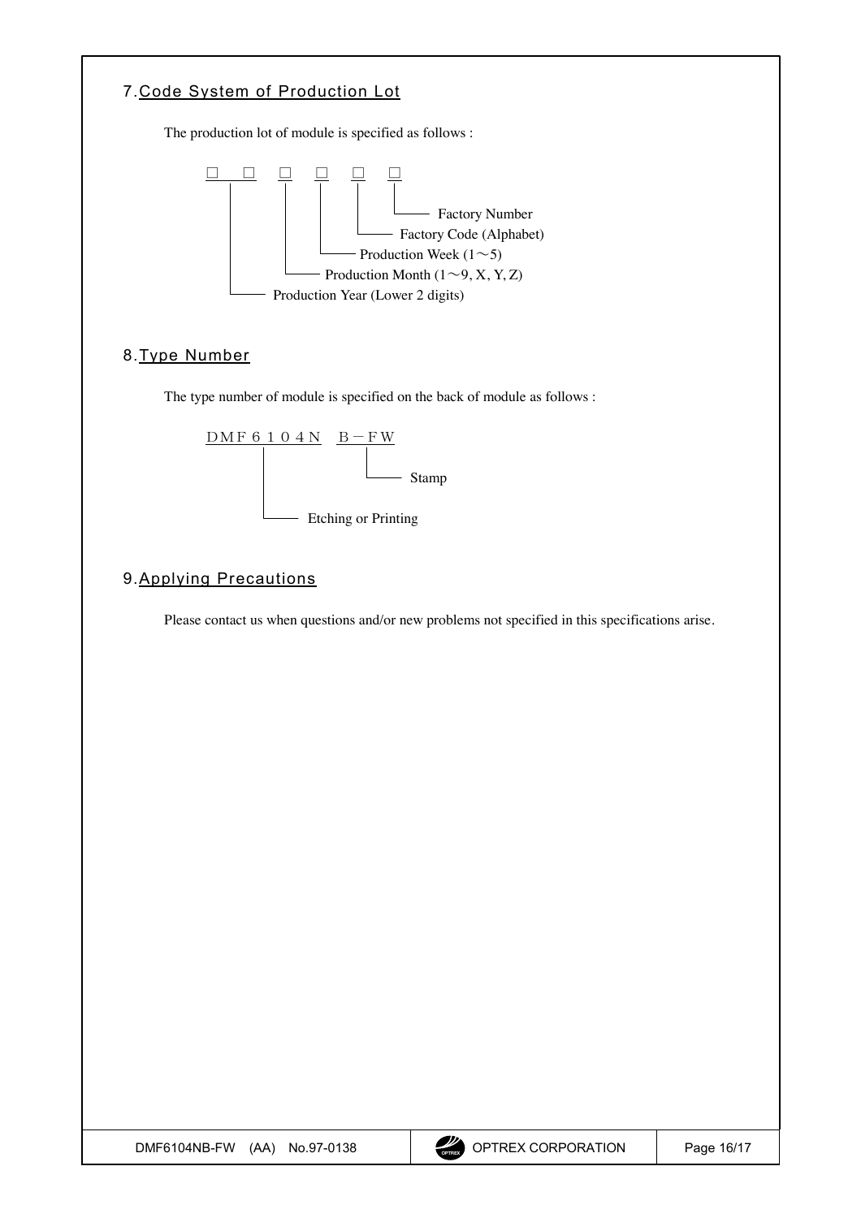## 7. Code System of Production Lot

The production lot of module is specified as follows :

```
□ □ □ □ □ □
└─┬─┘ │ │ │ └─ Factory Number
  │   │ │ └─── Factory Code (Alphabet)
  │   │ └───── Production Week (1～5)
  │   └─────── Production Month (1～9, X, Y, Z)
  └─────────── Production Year (Lower 2 digits)
```

## 8. Type Number

The type number of module is specified on the back of module as follows :

```
DMF６１０４N  B－FW
    │           └── Stamp
    └────────────── Etching or Printing
```

## 9. Applying Precautions

Please contact us when questions and/or new problems not specified in this specifications arise.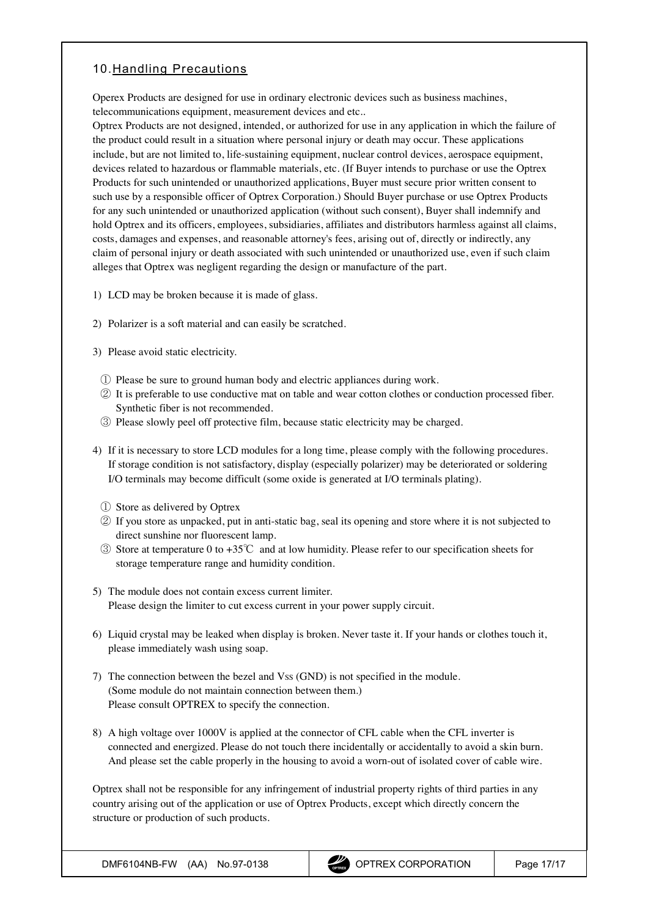## 10.Handling Precautions

Operex Products are designed for use in ordinary electronic devices such as business machines, telecommunications equipment, measurement devices and etc..
Optrex Products are not designed, intended, or authorized for use in any application in which the failure of the product could result in a situation where personal injury or death may occur. These applications include, but are not limited to, life-sustaining equipment, nuclear control devices, aerospace equipment, devices related to hazardous or flammable materials, etc. (If Buyer intends to purchase or use the Optrex Products for such unintended or unauthorized applications, Buyer must secure prior written consent to such use by a responsible officer of Optrex Corporation.) Should Buyer purchase or use Optrex Products for any such unintended or unauthorized application (without such consent), Buyer shall indemnify and hold Optrex and its officers, employees, subsidiaries, affiliates and distributors harmless against all claims, costs, damages and expenses, and reasonable attorney's fees, arising out of, directly or indirectly, any claim of personal injury or death associated with such unintended or unauthorized use, even if such claim alleges that Optrex was negligent regarding the design or manufacture of the part.

1) LCD may be broken because it is made of glass.

2) Polarizer is a soft material and can easily be scratched.

3) Please avoid static electricity.

   ① Please be sure to ground human body and electric appliances during work.
   ② It is preferable to use conductive mat on table and wear cotton clothes or conduction processed fiber. Synthetic fiber is not recommended.
   ③ Please slowly peel off protective film, because static electricity may be charged.

4) If it is necessary to store LCD modules for a long time, please comply with the following procedures. If storage condition is not satisfactory, display (especially polarizer) may be deteriorated or soldering I/O terminals may become difficult (some oxide is generated at I/O terminals plating).

   ① Store as delivered by Optrex
   ② If you store as unpacked, put in anti-static bag, seal its opening and store where it is not subjected to direct sunshine nor fluorescent lamp.
   ③ Store at temperature 0 to +35℃ and at low humidity. Please refer to our specification sheets for storage temperature range and humidity condition.

5) The module does not contain excess current limiter.
   Please design the limiter to cut excess current in your power supply circuit.

6) Liquid crystal may be leaked when display is broken. Never taste it. If your hands or clothes touch it, please immediately wash using soap.

7) The connection between the bezel and Vss (GND) is not specified in the module.
   (Some module do not maintain connection between them.)
   Please consult OPTREX to specify the connection.

8) A high voltage over 1000V is applied at the connector of CFL cable when the CFL inverter is connected and energized. Please do not touch there incidentally or accidentally to avoid a skin burn. And please set the cable properly in the housing to avoid a worn-out of isolated cover of cable wire.

Optrex shall not be responsible for any infringement of industrial property rights of third parties in any country arising out of the application or use of Optrex Products, except which directly concern the structure or production of such products.